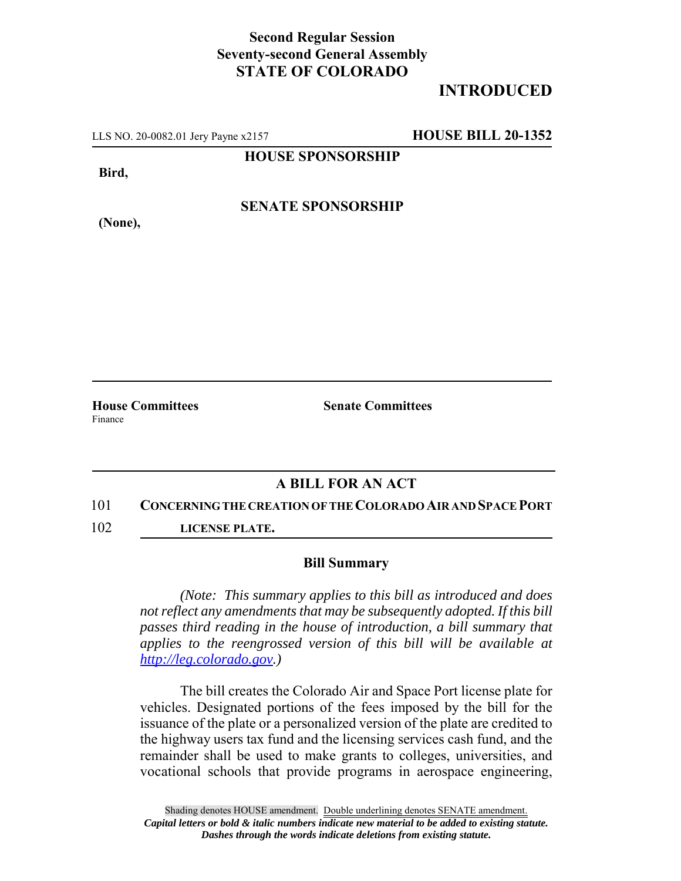**Second Regular Session**
**Seventy-second General Assembly**
**STATE OF COLORADO**

# INTRODUCED

LLS NO. 20-0082.01 Jery Payne x2157 **HOUSE BILL 20-1352**

**HOUSE SPONSORSHIP**

**Bird,**

**SENATE SPONSORSHIP**

**(None),**

---

**House Committees**
Finance

**Senate Committees**

---

## A BILL FOR AN ACT

101 **CONCERNING THE CREATION OF THE COLORADO AIR AND SPACE PORT**
102 **LICENSE PLATE.**

---

### Bill Summary

*(Note: This summary applies to this bill as introduced and does not reflect any amendments that may be subsequently adopted. If this bill passes third reading in the house of introduction, a bill summary that applies to the reengrossed version of this bill will be available at http://leg.colorado.gov.)*

The bill creates the Colorado Air and Space Port license plate for vehicles. Designated portions of the fees imposed by the bill for the issuance of the plate or a personalized version of the plate are credited to the highway users tax fund and the licensing services cash fund, and the remainder shall be used to make grants to colleges, universities, and vocational schools that provide programs in aerospace engineering,

Shading denotes HOUSE amendment. Double underlining denotes SENATE amendment.
*Capital letters or bold & italic numbers indicate new material to be added to existing statute.*
*Dashes through the words indicate deletions from existing statute.*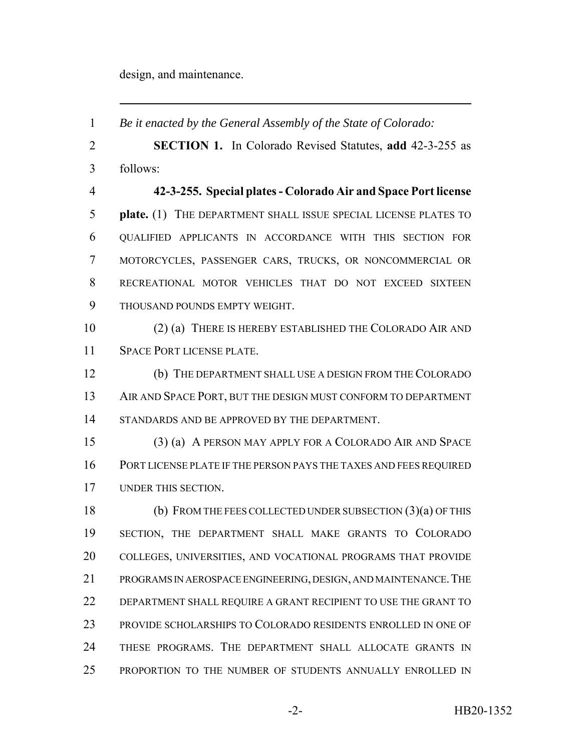design, and maintenance.

---

*Be it enacted by the General Assembly of the State of Colorado:*

**SECTION 1.** In Colorado Revised Statutes, **add** 42-3-255 as follows:

**42-3-255. Special plates - Colorado Air and Space Port license plate.** (1) THE DEPARTMENT SHALL ISSUE SPECIAL LICENSE PLATES TO QUALIFIED APPLICANTS IN ACCORDANCE WITH THIS SECTION FOR MOTORCYCLES, PASSENGER CARS, TRUCKS, OR NONCOMMERCIAL OR RECREATIONAL MOTOR VEHICLES THAT DO NOT EXCEED SIXTEEN THOUSAND POUNDS EMPTY WEIGHT.

(2) (a) THERE IS HEREBY ESTABLISHED THE COLORADO AIR AND SPACE PORT LICENSE PLATE.

(b) THE DEPARTMENT SHALL USE A DESIGN FROM THE COLORADO AIR AND SPACE PORT, BUT THE DESIGN MUST CONFORM TO DEPARTMENT STANDARDS AND BE APPROVED BY THE DEPARTMENT.

(3) (a) A PERSON MAY APPLY FOR A COLORADO AIR AND SPACE PORT LICENSE PLATE IF THE PERSON PAYS THE TAXES AND FEES REQUIRED UNDER THIS SECTION.

(b) FROM THE FEES COLLECTED UNDER SUBSECTION (3)(a) OF THIS SECTION, THE DEPARTMENT SHALL MAKE GRANTS TO COLORADO COLLEGES, UNIVERSITIES, AND VOCATIONAL PROGRAMS THAT PROVIDE PROGRAMS IN AEROSPACE ENGINEERING, DESIGN, AND MAINTENANCE. THE DEPARTMENT SHALL REQUIRE A GRANT RECIPIENT TO USE THE GRANT TO PROVIDE SCHOLARSHIPS TO COLORADO RESIDENTS ENROLLED IN ONE OF THESE PROGRAMS. THE DEPARTMENT SHALL ALLOCATE GRANTS IN PROPORTION TO THE NUMBER OF STUDENTS ANNUALLY ENROLLED IN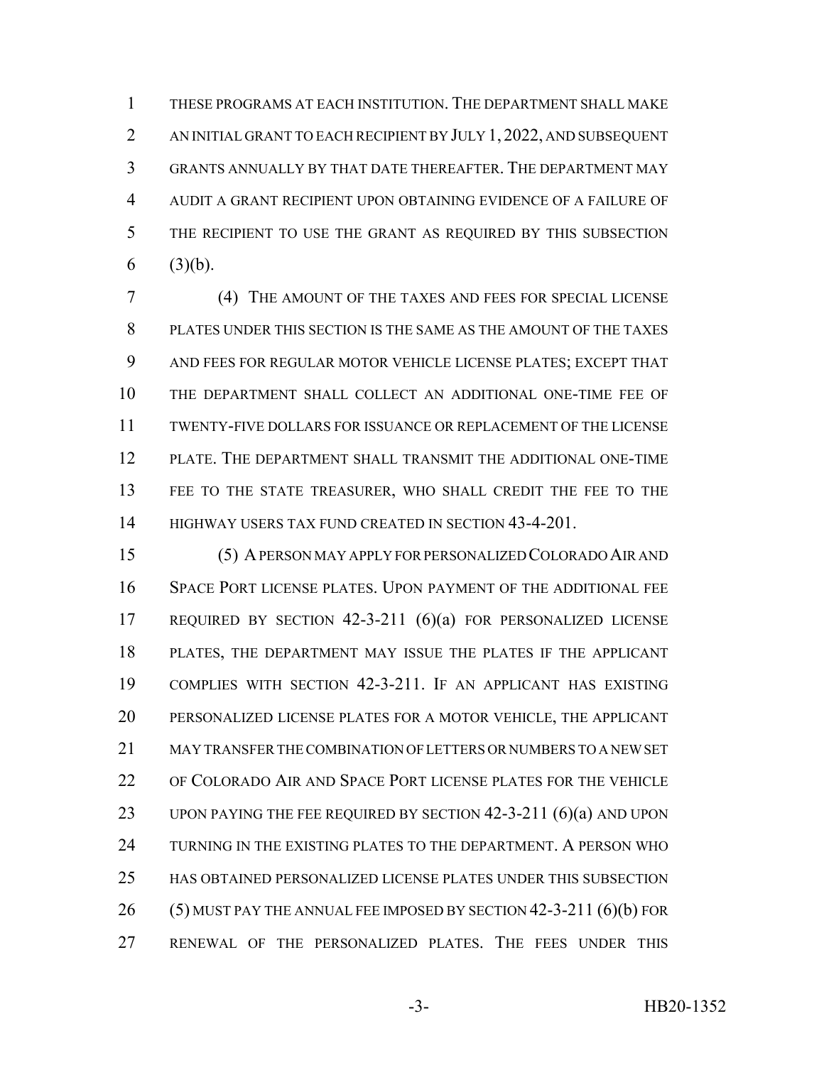THESE PROGRAMS AT EACH INSTITUTION. THE DEPARTMENT SHALL MAKE AN INITIAL GRANT TO EACH RECIPIENT BY JULY 1, 2022, AND SUBSEQUENT GRANTS ANNUALLY BY THAT DATE THEREAFTER. THE DEPARTMENT MAY AUDIT A GRANT RECIPIENT UPON OBTAINING EVIDENCE OF A FAILURE OF THE RECIPIENT TO USE THE GRANT AS REQUIRED BY THIS SUBSECTION (3)(b).

(4) THE AMOUNT OF THE TAXES AND FEES FOR SPECIAL LICENSE PLATES UNDER THIS SECTION IS THE SAME AS THE AMOUNT OF THE TAXES AND FEES FOR REGULAR MOTOR VEHICLE LICENSE PLATES; EXCEPT THAT THE DEPARTMENT SHALL COLLECT AN ADDITIONAL ONE-TIME FEE OF TWENTY-FIVE DOLLARS FOR ISSUANCE OR REPLACEMENT OF THE LICENSE PLATE. THE DEPARTMENT SHALL TRANSMIT THE ADDITIONAL ONE-TIME FEE TO THE STATE TREASURER, WHO SHALL CREDIT THE FEE TO THE HIGHWAY USERS TAX FUND CREATED IN SECTION 43-4-201.

(5) A PERSON MAY APPLY FOR PERSONALIZED COLORADO AIR AND SPACE PORT LICENSE PLATES. UPON PAYMENT OF THE ADDITIONAL FEE REQUIRED BY SECTION 42-3-211 (6)(a) FOR PERSONALIZED LICENSE PLATES, THE DEPARTMENT MAY ISSUE THE PLATES IF THE APPLICANT COMPLIES WITH SECTION 42-3-211. IF AN APPLICANT HAS EXISTING PERSONALIZED LICENSE PLATES FOR A MOTOR VEHICLE, THE APPLICANT MAY TRANSFER THE COMBINATION OF LETTERS OR NUMBERS TO A NEW SET OF COLORADO AIR AND SPACE PORT LICENSE PLATES FOR THE VEHICLE UPON PAYING THE FEE REQUIRED BY SECTION 42-3-211 (6)(a) AND UPON TURNING IN THE EXISTING PLATES TO THE DEPARTMENT. A PERSON WHO HAS OBTAINED PERSONALIZED LICENSE PLATES UNDER THIS SUBSECTION (5) MUST PAY THE ANNUAL FEE IMPOSED BY SECTION 42-3-211 (6)(b) FOR RENEWAL OF THE PERSONALIZED PLATES. THE FEES UNDER THIS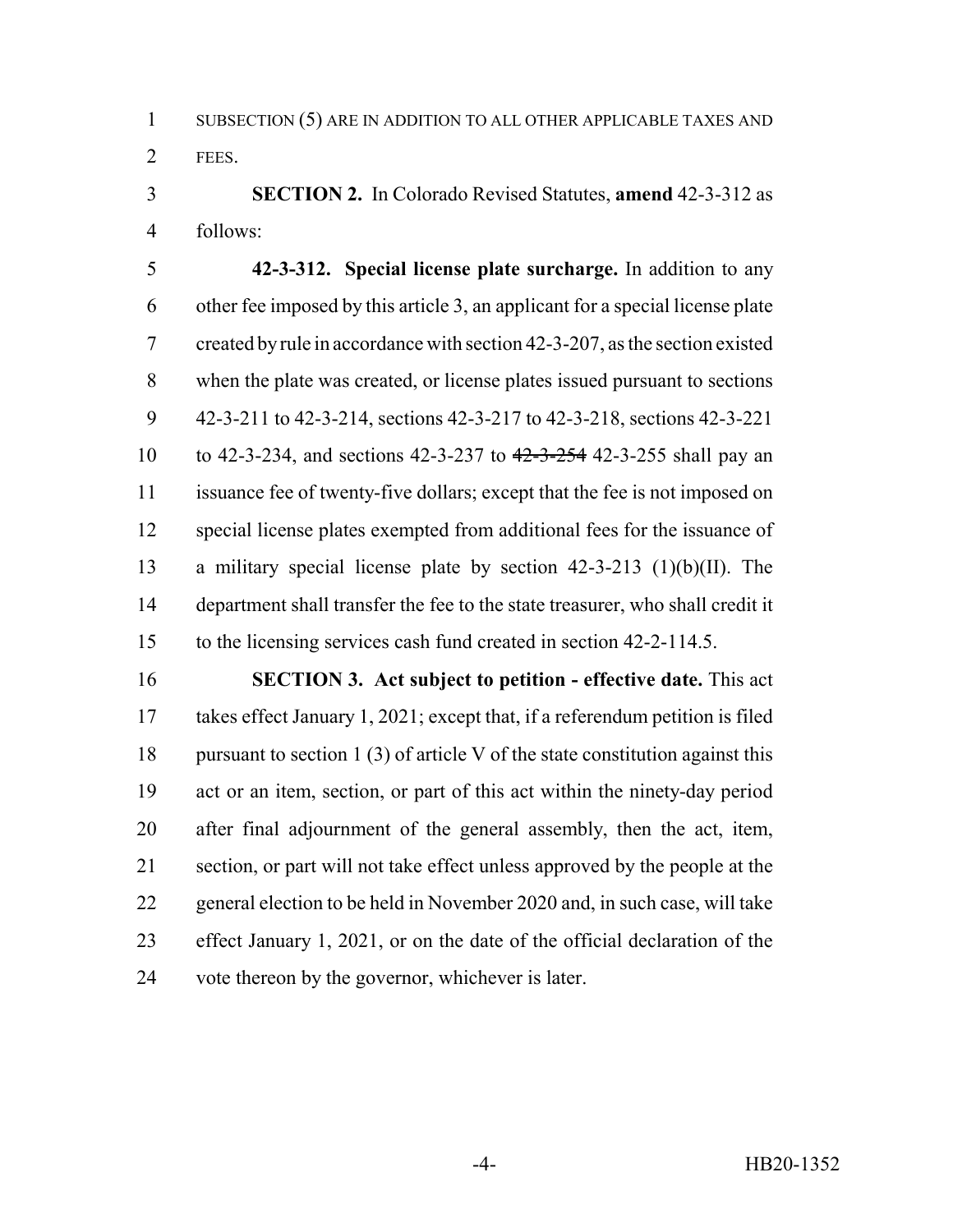SUBSECTION (5) ARE IN ADDITION TO ALL OTHER APPLICABLE TAXES AND FEES.

**SECTION 2.** In Colorado Revised Statutes, **amend** 42-3-312 as follows:

**42-3-312. Special license plate surcharge.** In addition to any other fee imposed by this article 3, an applicant for a special license plate created by rule in accordance with section 42-3-207, as the section existed when the plate was created, or license plates issued pursuant to sections 42-3-211 to 42-3-214, sections 42-3-217 to 42-3-218, sections 42-3-221 to 42-3-234, and sections 42-3-237 to ~~42-3-254~~ 42-3-255 shall pay an issuance fee of twenty-five dollars; except that the fee is not imposed on special license plates exempted from additional fees for the issuance of a military special license plate by section 42-3-213 (1)(b)(II). The department shall transfer the fee to the state treasurer, who shall credit it to the licensing services cash fund created in section 42-2-114.5.

**SECTION 3. Act subject to petition - effective date.** This act takes effect January 1, 2021; except that, if a referendum petition is filed pursuant to section 1 (3) of article V of the state constitution against this act or an item, section, or part of this act within the ninety-day period after final adjournment of the general assembly, then the act, item, section, or part will not take effect unless approved by the people at the general election to be held in November 2020 and, in such case, will take effect January 1, 2021, or on the date of the official declaration of the vote thereon by the governor, whichever is later.